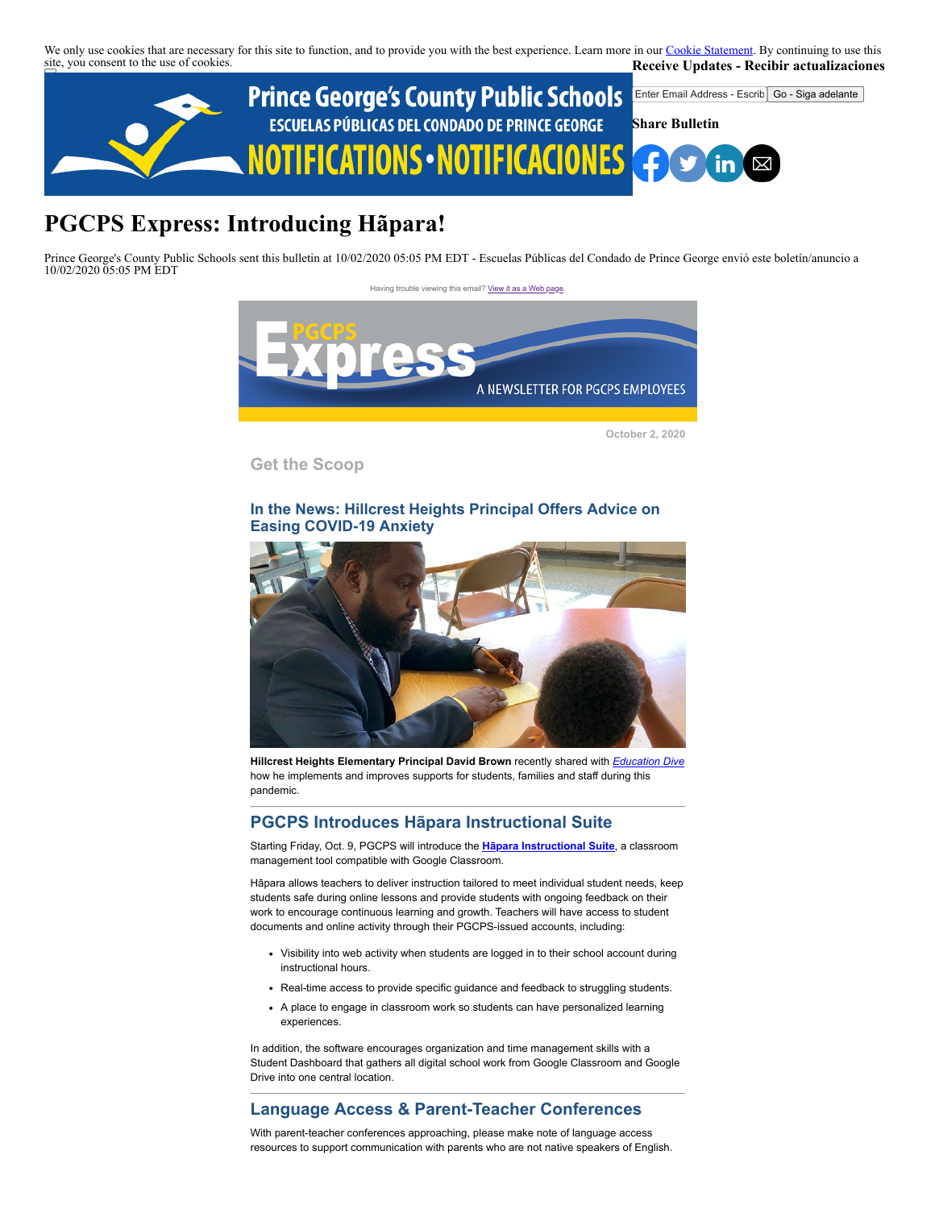We only use cookies that are necessary for this site to function, and to provide you with the best experience. Learn more in our Cookie Statement. By continuing to use this site, you consent to the use of cookies.

**Receive Updates - Recibir actualizaciones**

Enter Email Address - Escrib | Go - Siga adelante

**Share Bulletin**

# PGCPS Express: Introducing Hāpara!

Prince George's County Public Schools sent this bulletin at 10/02/2020 05:05 PM EDT - Escuelas Públicas del Condado de Prince George envió este boletín/anuncio a 10/02/2020 05:05 PM EDT

Having trouble viewing this email? View it as a Web page.

October 2, 2020

## Get the Scoop

### In the News: Hillcrest Heights Principal Offers Advice on Easing COVID-19 Anxiety

**Hillcrest Heights Elementary Principal David Brown** recently shared with *Education Dive* how he implements and improves supports for students, families and staff during this pandemic.

### PGCPS Introduces Hāpara Instructional Suite

Starting Friday, Oct. 9, PGCPS will introduce the **Hāpara Instructional Suite**, a classroom management tool compatible with Google Classroom.

Hāpara allows teachers to deliver instruction tailored to meet individual student needs, keep students safe during online lessons and provide students with ongoing feedback on their work to encourage continuous learning and growth. Teachers will have access to student documents and online activity through their PGCPS-issued accounts, including:

- Visibility into web activity when students are logged in to their school account during instructional hours.
- Real-time access to provide specific guidance and feedback to struggling students.
- A place to engage in classroom work so students can have personalized learning experiences.

In addition, the software encourages organization and time management skills with a Student Dashboard that gathers all digital school work from Google Classroom and Google Drive into one central location.

### Language Access & Parent-Teacher Conferences

With parent-teacher conferences approaching, please make note of language access resources to support communication with parents who are not native speakers of English.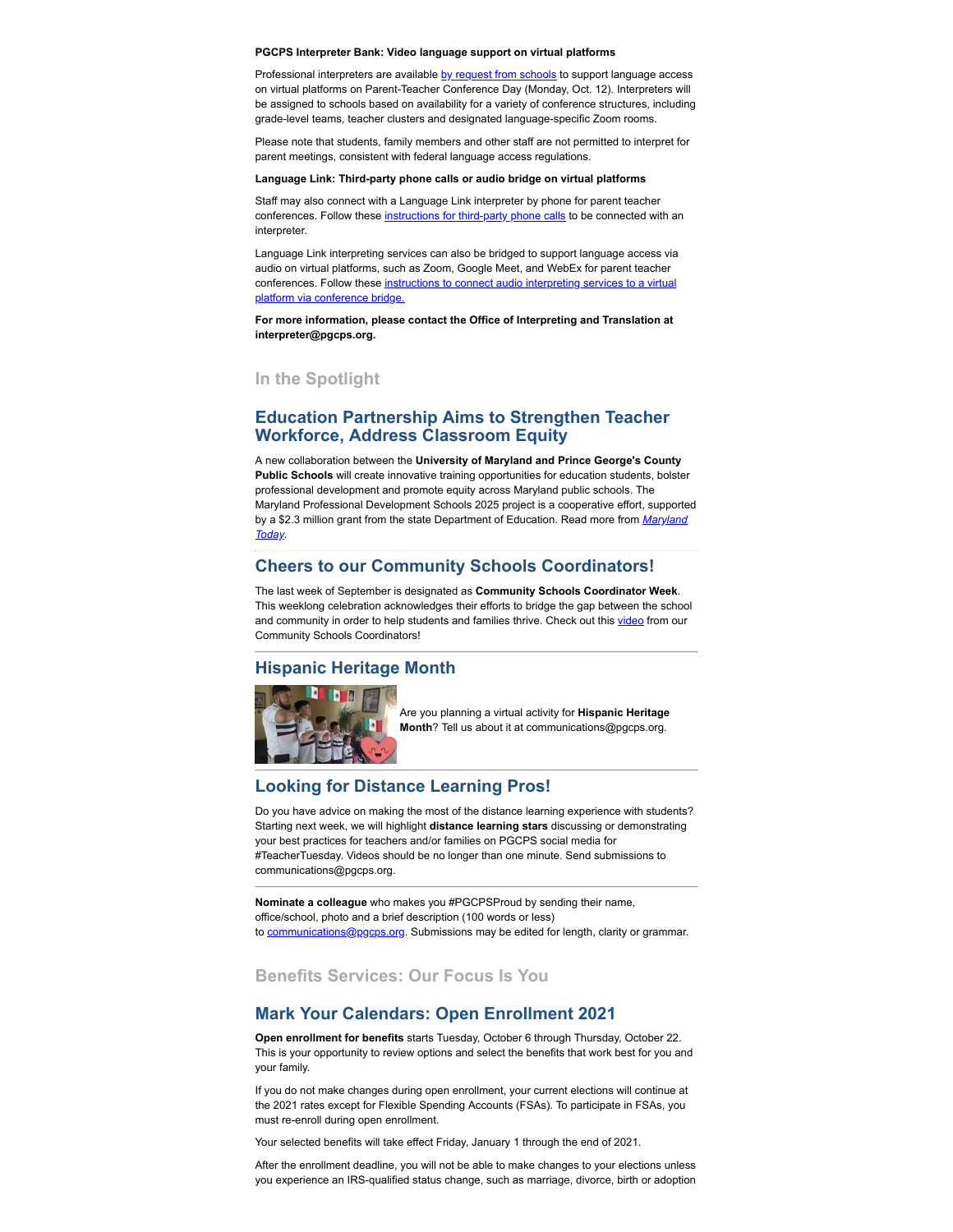**PGCPS Interpreter Bank: Video language support on virtual platforms**

Professional interpreters are available by request from schools to support language access on virtual platforms on Parent-Teacher Conference Day (Monday, Oct. 12). Interpreters will be assigned to schools based on availability for a variety of conference structures, including grade-level teams, teacher clusters and designated language-specific Zoom rooms.

Please note that students, family members and other staff are not permitted to interpret for parent meetings, consistent with federal language access regulations.

**Language Link: Third-party phone calls or audio bridge on virtual platforms**

Staff may also connect with a Language Link interpreter by phone for parent teacher conferences. Follow these instructions for third-party phone calls to be connected with an interpreter.

Language Link interpreting services can also be bridged to support language access via audio on virtual platforms, such as Zoom, Google Meet, and WebEx for parent teacher conferences. Follow these instructions to connect audio interpreting services to a virtual platform via conference bridge.

**For more information, please contact the Office of Interpreting and Translation at interpreter@pgcps.org.**

## In the Spotlight

### Education Partnership Aims to Strengthen Teacher Workforce, Address Classroom Equity

A new collaboration between the **University of Maryland and Prince George's County Public Schools** will create innovative training opportunities for education students, bolster professional development and promote equity across Maryland public schools. The Maryland Professional Development Schools 2025 project is a cooperative effort, supported by a $2.3 million grant from the state Department of Education. Read more from *Maryland Today*.

### Cheers to our Community Schools Coordinators!

The last week of September is designated as **Community Schools Coordinator Week**. This weeklong celebration acknowledges their efforts to bridge the gap between the school and community in order to help students and families thrive. Check out this video from our Community Schools Coordinators!

### Hispanic Heritage Month

Are you planning a virtual activity for **Hispanic Heritage Month**? Tell us about it at communications@pgcps.org.

### Looking for Distance Learning Pros!

Do you have advice on making the most of the distance learning experience with students? Starting next week, we will highlight **distance learning stars** discussing or demonstrating your best practices for teachers and/or families on PGCPS social media for #TeacherTuesday. Videos should be no longer than one minute. Send submissions to communications@pgcps.org.

**Nominate a colleague** who makes you #PGCPSProud by sending their name, office/school, photo and a brief description (100 words or less) to communications@pgcps.org. Submissions may be edited for length, clarity or grammar.

## Benefits Services: Our Focus Is You

### Mark Your Calendars: Open Enrollment 2021

**Open enrollment for benefits** starts Tuesday, October 6 through Thursday, October 22. This is your opportunity to review options and select the benefits that work best for you and your family.

If you do not make changes during open enrollment, your current elections will continue at the 2021 rates except for Flexible Spending Accounts (FSAs). To participate in FSAs, you must re-enroll during open enrollment.

Your selected benefits will take effect Friday, January 1 through the end of 2021.

After the enrollment deadline, you will not be able to make changes to your elections unless you experience an IRS-qualified status change, such as marriage, divorce, birth or adoption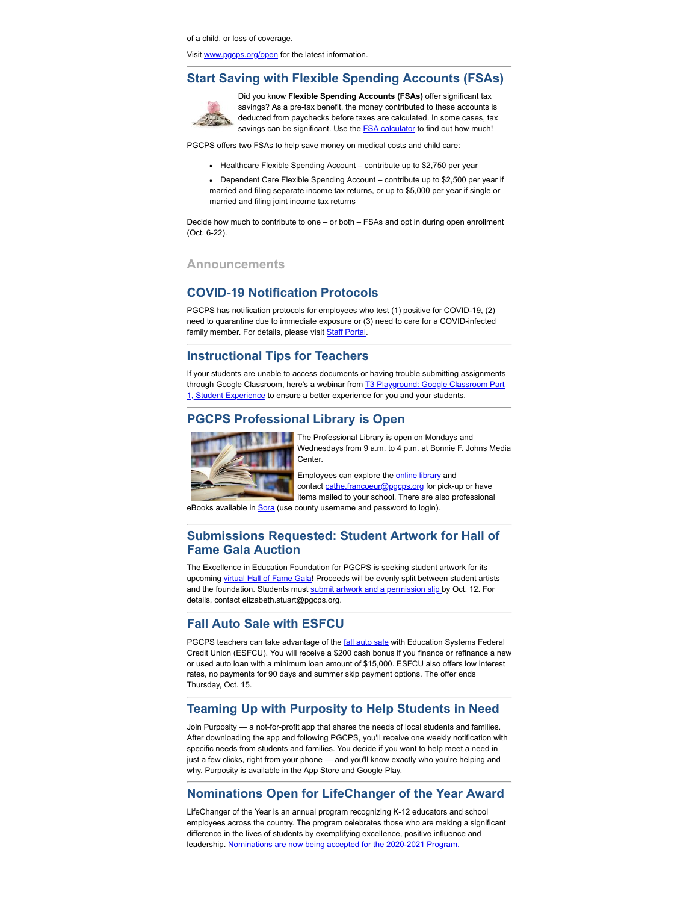of a child, or loss of coverage.

Visit www.pgcps.org/open for the latest information.

## Start Saving with Flexible Spending Accounts (FSAs)

Did you know **Flexible Spending Accounts (FSAs)** offer significant tax savings? As a pre-tax benefit, the money contributed to these accounts is deducted from paychecks before taxes are calculated. In some cases, tax savings can be significant. Use the FSA calculator to find out how much!

PGCPS offers two FSAs to help save money on medical costs and child care:

- Healthcare Flexible Spending Account – contribute up to $2,750 per year
- Dependent Care Flexible Spending Account – contribute up to $2,500 per year if married and filing separate income tax returns, or up to $5,000 per year if single or married and filing joint income tax returns

Decide how much to contribute to one – or both – FSAs and opt in during open enrollment (Oct. 6-22).

# Announcements

## COVID-19 Notification Protocols

PGCPS has notification protocols for employees who test (1) positive for COVID-19, (2) need to quarantine due to immediate exposure or (3) need to care for a COVID-infected family member. For details, please visit Staff Portal.

## Instructional Tips for Teachers

If your students are unable to access documents or having trouble submitting assignments through Google Classroom, here's a webinar from T3 Playground: Google Classroom Part 1, Student Experience to ensure a better experience for you and your students.

## PGCPS Professional Library is Open

The Professional Library is open on Mondays and Wednesdays from 9 a.m. to 4 p.m. at Bonnie F. Johns Media Center.

Employees can explore the online library and contact cathe.francoeur@pgcps.org for pick-up or have items mailed to your school. There are also professional eBooks available in Sora (use county username and password to login).

## Submissions Requested: Student Artwork for Hall of Fame Gala Auction

The Excellence in Education Foundation for PGCPS is seeking student artwork for its upcoming virtual Hall of Fame Gala! Proceeds will be evenly split between student artists and the foundation. Students must submit artwork and a permission slip by Oct. 12. For details, contact elizabeth.stuart@pgcps.org.

## Fall Auto Sale with ESFCU

PGCPS teachers can take advantage of the fall auto sale with Education Systems Federal Credit Union (ESFCU). You will receive a $200 cash bonus if you finance or refinance a new or used auto loan with a minimum loan amount of $15,000. ESFCU also offers low interest rates, no payments for 90 days and summer skip payment options. The offer ends Thursday, Oct. 15.

## Teaming Up with Purposity to Help Students in Need

Join Purposity — a not-for-profit app that shares the needs of local students and families. After downloading the app and following PGCPS, you'll receive one weekly notification with specific needs from students and families. You decide if you want to help meet a need in just a few clicks, right from your phone — and you'll know exactly who you're helping and why. Purposity is available in the App Store and Google Play.

## Nominations Open for LifeChanger of the Year Award

LifeChanger of the Year is an annual program recognizing K-12 educators and school employees across the country. The program celebrates those who are making a significant difference in the lives of students by exemplifying excellence, positive influence and leadership. Nominations are now being accepted for the 2020-2021 Program.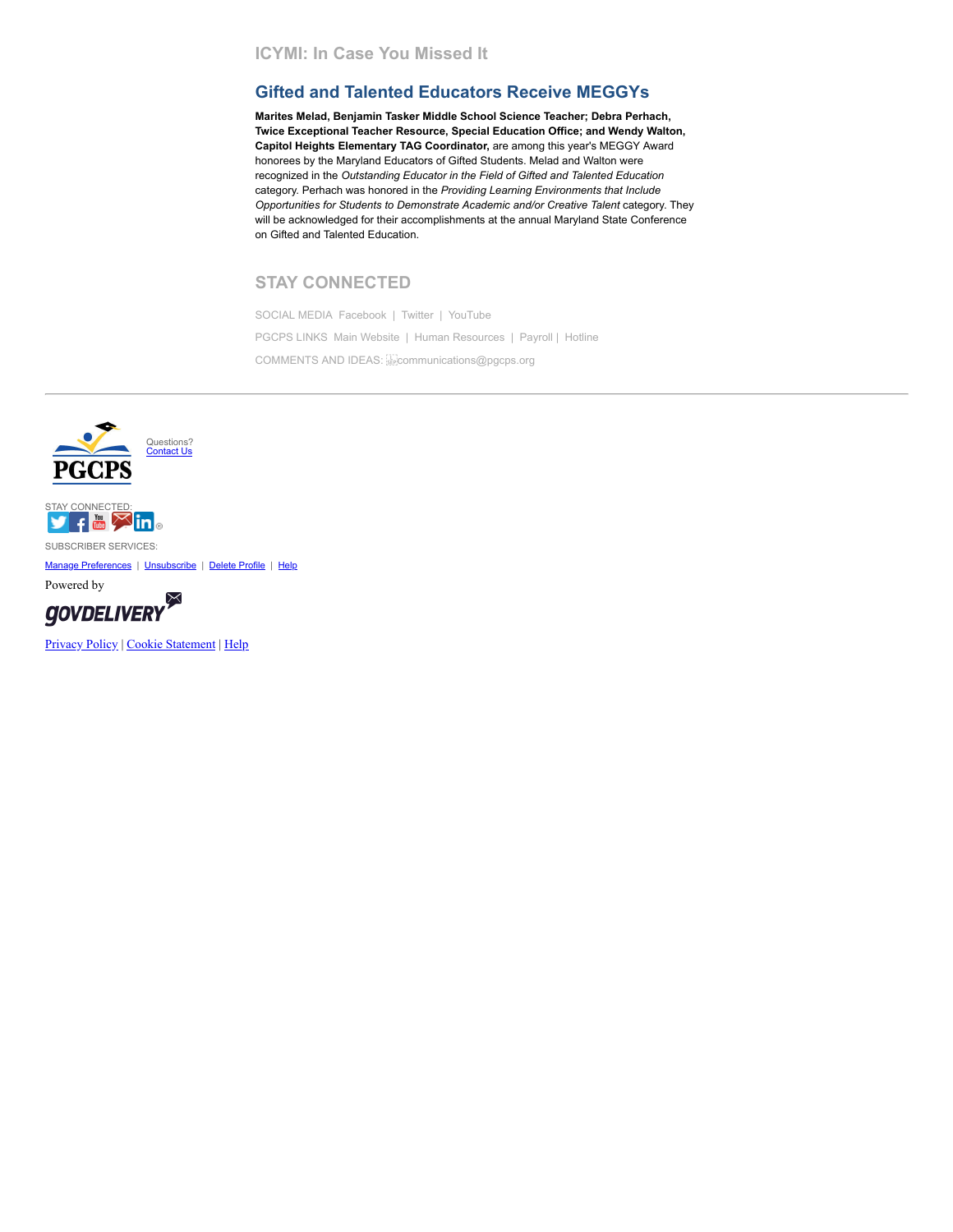## ICYMI: In Case You Missed It

## Gifted and Talented Educators Receive MEGGYs

**Marites Melad, Benjamin Tasker Middle School Science Teacher; Debra Perhach, Twice Exceptional Teacher Resource, Special Education Office; and Wendy Walton, Capitol Heights Elementary TAG Coordinator,** are among this year's MEGGY Award honorees by the Maryland Educators of Gifted Students. Melad and Walton were recognized in the *Outstanding Educator in the Field of Gifted and Talented Education* category. Perhach was honored in the *Providing Learning Environments that Include Opportunities for Students to Demonstrate Academic and/or Creative Talent* category. They will be acknowledged for their accomplishments at the annual Maryland State Conference on Gifted and Talented Education.

## STAY CONNECTED

SOCIAL MEDIA Facebook | Twitter | YouTube

PGCPS LINKS Main Website | Human Resources | Payroll | Hotline

COMMENTS AND IDEAS: communications@pgcps.org

---

PGCPS

Questions? Contact Us

STAY CONNECTED:

SUBSCRIBER SERVICES:

Manage Preferences | Unsubscribe | Delete Profile | Help

Powered by

GOVDELIVERY

Privacy Policy | Cookie Statement | Help